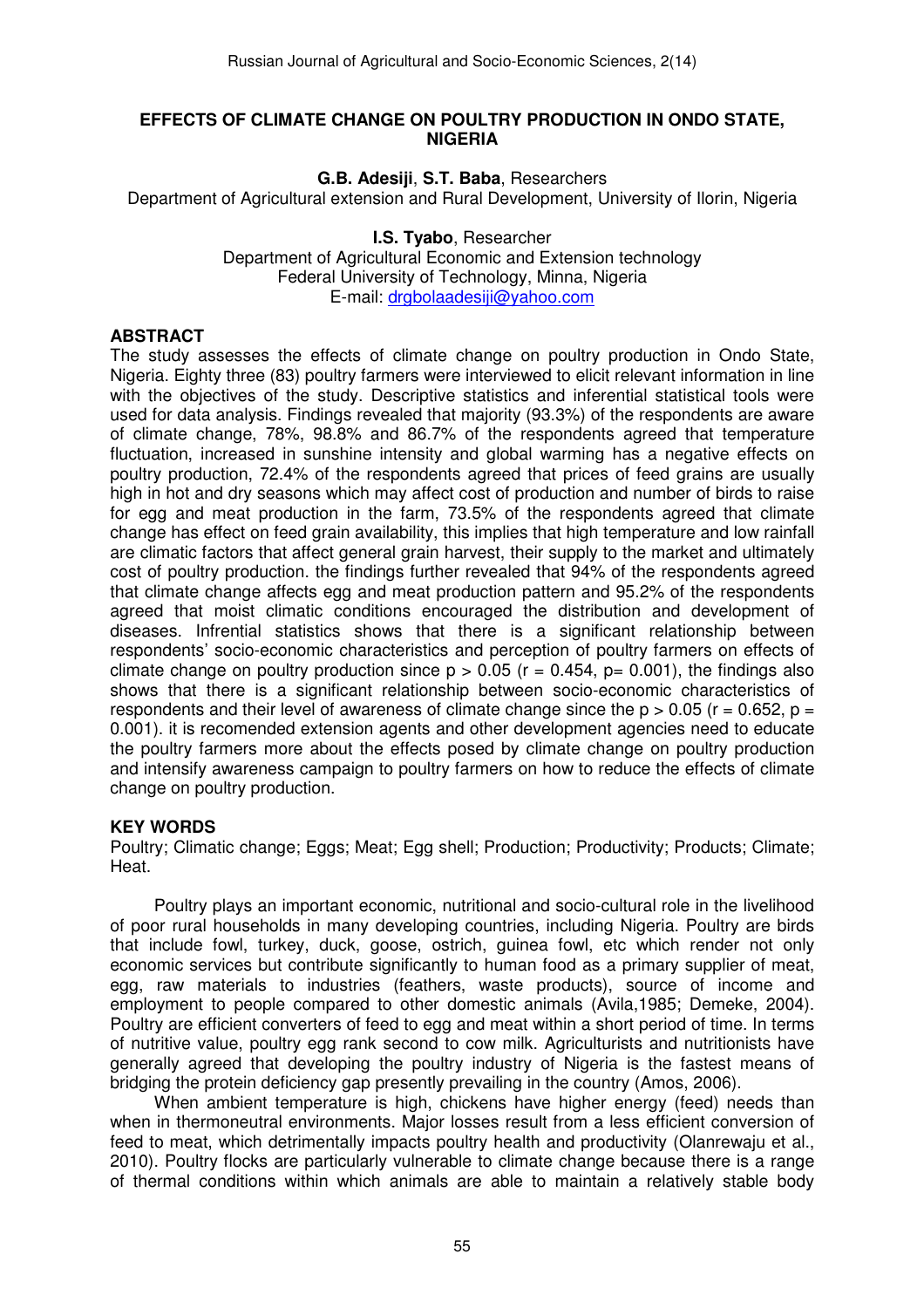# EFFECTS OF CLIMATE CHANGE ON POULTRY PRODUCTION IN ONDO STATE, NIGERIA

**G.B. Adesiji**, **S.T. Baba**, Researchers
Department of Agricultural extension and Rural Development, University of Ilorin, Nigeria

**I.S. Tyabo**, Researcher
Department of Agricultural Economic and Extension technology
Federal University of Technology, Minna, Nigeria
E-mail: drgbolaadesiji@yahoo.com

## ABSTRACT

The study assesses the effects of climate change on poultry production in Ondo State, Nigeria. Eighty three (83) poultry farmers were interviewed to elicit relevant information in line with the objectives of the study. Descriptive statistics and inferential statistical tools were used for data analysis. Findings revealed that majority (93.3%) of the respondents are aware of climate change, 78%, 98.8% and 86.7% of the respondents agreed that temperature fluctuation, increased in sunshine intensity and global warming has a negative effects on poultry production, 72.4% of the respondents agreed that prices of feed grains are usually high in hot and dry seasons which may affect cost of production and number of birds to raise for egg and meat production in the farm, 73.5% of the respondents agreed that climate change has effect on feed grain availability, this implies that high temperature and low rainfall are climatic factors that affect general grain harvest, their supply to the market and ultimately cost of poultry production. the findings further revealed that 94% of the respondents agreed that climate change affects egg and meat production pattern and 95.2% of the respondents agreed that moist climatic conditions encouraged the distribution and development of diseases. Infrential statistics shows that there is a significant relationship between respondents' socio-economic characteristics and perception of poultry farmers on effects of climate change on poultry production since $p > 0.05$ ($r = 0.454$, $p = 0.001$), the findings also shows that there is a significant relationship between socio-economic characteristics of respondents and their level of awareness of climate change since the $p > 0.05$ ($r = 0.652$, $p = 0.001$). it is recomended extension agents and other development agencies need to educate the poultry farmers more about the effects posed by climate change on poultry production and intensify awareness campaign to poultry farmers on how to reduce the effects of climate change on poultry production.

## KEY WORDS

Poultry; Climatic change; Eggs; Meat; Egg shell; Production; Productivity; Products; Climate; Heat.

Poultry plays an important economic, nutritional and socio-cultural role in the livelihood of poor rural households in many developing countries, including Nigeria. Poultry are birds that include fowl, turkey, duck, goose, ostrich, guinea fowl, etc which render not only economic services but contribute significantly to human food as a primary supplier of meat, egg, raw materials to industries (feathers, waste products), source of income and employment to people compared to other domestic animals (Avila,1985; Demeke, 2004). Poultry are efficient converters of feed to egg and meat within a short period of time. In terms of nutritive value, poultry egg rank second to cow milk. Agriculturists and nutritionists have generally agreed that developing the poultry industry of Nigeria is the fastest means of bridging the protein deficiency gap presently prevailing in the country (Amos, 2006).

When ambient temperature is high, chickens have higher energy (feed) needs than when in thermoneutral environments. Major losses result from a less efficient conversion of feed to meat, which detrimentally impacts poultry health and productivity (Olanrewaju et al., 2010). Poultry flocks are particularly vulnerable to climate change because there is a range of thermal conditions within which animals are able to maintain a relatively stable body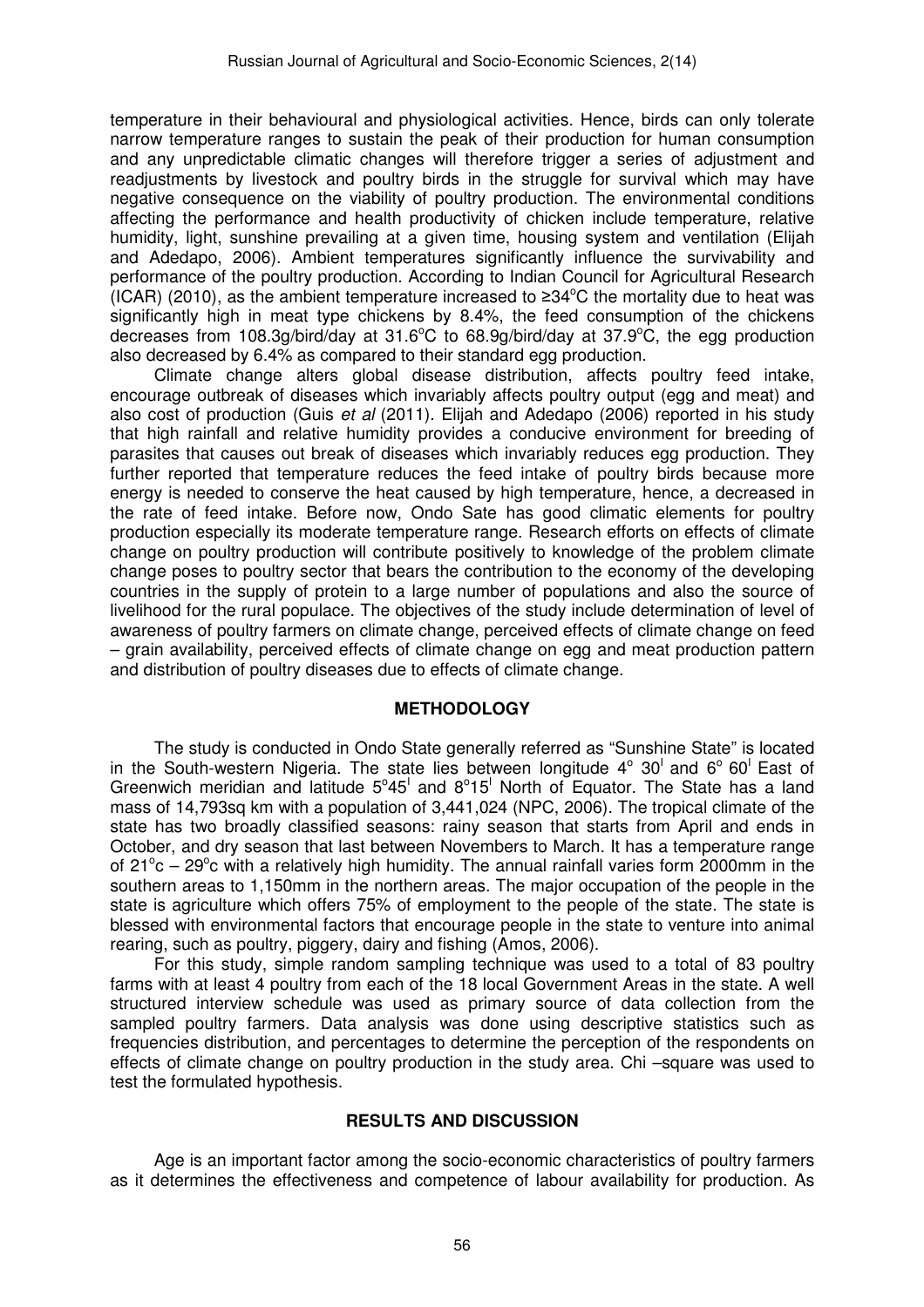temperature in their behavioural and physiological activities. Hence, birds can only tolerate narrow temperature ranges to sustain the peak of their production for human consumption and any unpredictable climatic changes will therefore trigger a series of adjustment and readjustments by livestock and poultry birds in the struggle for survival which may have negative consequence on the viability of poultry production. The environmental conditions affecting the performance and health productivity of chicken include temperature, relative humidity, light, sunshine prevailing at a given time, housing system and ventilation (Elijah and Adedapo, 2006). Ambient temperatures significantly influence the survivability and performance of the poultry production. According to Indian Council for Agricultural Research (ICAR) (2010), as the ambient temperature increased to ≥34°C the mortality due to heat was significantly high in meat type chickens by 8.4%, the feed consumption of the chickens decreases from 108.3g/bird/day at 31.6°C to 68.9g/bird/day at 37.9°C, the egg production also decreased by 6.4% as compared to their standard egg production.

Climate change alters global disease distribution, affects poultry feed intake, encourage outbreak of diseases which invariably affects poultry output (egg and meat) and also cost of production (Guis *et al* (2011). Elijah and Adedapo (2006) reported in his study that high rainfall and relative humidity provides a conducive environment for breeding of parasites that causes out break of diseases which invariably reduces egg production. They further reported that temperature reduces the feed intake of poultry birds because more energy is needed to conserve the heat caused by high temperature, hence, a decreased in the rate of feed intake. Before now, Ondo Sate has good climatic elements for poultry production especially its moderate temperature range. Research efforts on effects of climate change on poultry production will contribute positively to knowledge of the problem climate change poses to poultry sector that bears the contribution to the economy of the developing countries in the supply of protein to a large number of populations and also the source of livelihood for the rural populace. The objectives of the study include determination of level of awareness of poultry farmers on climate change, perceived effects of climate change on feed – grain availability, perceived effects of climate change on egg and meat production pattern and distribution of poultry diseases due to effects of climate change.

## METHODOLOGY

The study is conducted in Ondo State generally referred as "Sunshine State" is located in the South-western Nigeria. The state lies between longitude 4° 30' and 6° 60' East of Greenwich meridian and latitude 5°45' and 8°15' North of Equator. The State has a land mass of 14,793sq km with a population of 3,441,024 (NPC, 2006). The tropical climate of the state has two broadly classified seasons: rainy season that starts from April and ends in October, and dry season that last between Novembers to March. It has a temperature range of 21°c – 29°c with a relatively high humidity. The annual rainfall varies form 2000mm in the southern areas to 1,150mm in the northern areas. The major occupation of the people in the state is agriculture which offers 75% of employment to the people of the state. The state is blessed with environmental factors that encourage people in the state to venture into animal rearing, such as poultry, piggery, dairy and fishing (Amos, 2006).

For this study, simple random sampling technique was used to a total of 83 poultry farms with at least 4 poultry from each of the 18 local Government Areas in the state. A well structured interview schedule was used as primary source of data collection from the sampled poultry farmers. Data analysis was done using descriptive statistics such as frequencies distribution, and percentages to determine the perception of the respondents on effects of climate change on poultry production in the study area. Chi –square was used to test the formulated hypothesis.

## RESULTS AND DISCUSSION

Age is an important factor among the socio-economic characteristics of poultry farmers as it determines the effectiveness and competence of labour availability for production. As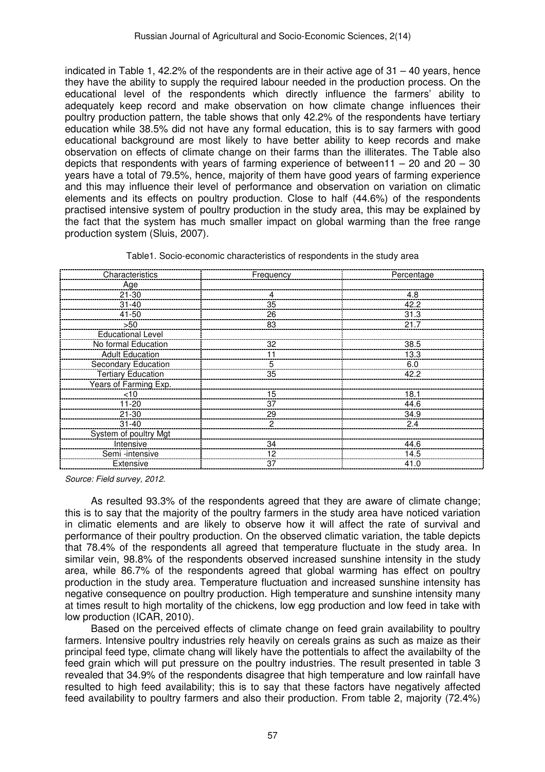indicated in Table 1, 42.2% of the respondents are in their active age of 31 – 40 years, hence they have the ability to supply the required labour needed in the production process. On the educational level of the respondents which directly influence the farmers' ability to adequately keep record and make observation on how climate change influences their poultry production pattern, the table shows that only 42.2% of the respondents have tertiary education while 38.5% did not have any formal education, this is to say farmers with good educational background are most likely to have better ability to keep records and make observation on effects of climate change on their farms than the illiterates. The Table also depicts that respondents with years of farming experience of between11 – 20 and 20 – 30 years have a total of 79.5%, hence, majority of them have good years of farming experience and this may influence their level of performance and observation on variation on climatic elements and its effects on poultry production. Close to half (44.6%) of the respondents practised intensive system of poultry production in the study area, this may be explained by the fact that the system has much smaller impact on global warming than the free range production system (Sluis, 2007).

Table1. Socio-economic characteristics of respondents in the study area

| Characteristics | Frequency | Percentage |
|---|---|---|
| Age | | |
| 21-30 | 4 | 4.8 |
| 31-40 | 35 | 42.2 |
| 41-50 | 26 | 31.3 |
| >50 | 83 | 21.7 |
| Educational Level | | |
| No formal Education | 32 | 38.5 |
| Adult Education | 11 | 13.3 |
| Secondary Education | 5 | 6.0 |
| Tertiary Education | 35 | 42.2 |
| Years of Farming Exp. | | |
| <10 | 15 | 18.1 |
| 11-20 | 37 | 44.6 |
| 21-30 | 29 | 34.9 |
| 31-40 | 2 | 2.4 |
| System of poultry Mgt | | |
| Intensive | 34 | 44.6 |
| Semi -intensive | 12 | 14.5 |
| Extensive | 37 | 41.0 |

*Source: Field survey, 2012.*

As resulted 93.3% of the respondents agreed that they are aware of climate change; this is to say that the majority of the poultry farmers in the study area have noticed variation in climatic elements and are likely to observe how it will affect the rate of survival and performance of their poultry production. On the observed climatic variation, the table depicts that 78.4% of the respondents all agreed that temperature fluctuate in the study area. In similar vein, 98.8% of the respondents observed increased sunshine intensity in the study area, while 86.7% of the respondents agreed that global warming has effect on poultry production in the study area. Temperature fluctuation and increased sunshine intensity has negative consequence on poultry production. High temperature and sunshine intensity many at times result to high mortality of the chickens, low egg production and low feed in take with low production (ICAR, 2010).

Based on the perceived effects of climate change on feed grain availability to poultry farmers. Intensive poultry industries rely heavily on cereals grains as such as maize as their principal feed type, climate chang will likely have the pottentials to affect the availabilty of the feed grain which will put pressure on the poultry industries. The result presented in table 3 revealed that 34.9% of the respondents disagree that high temperature and low rainfall have resulted to high feed availability; this is to say that these factors have negatively affected feed availability to poultry farmers and also their production. From table 2, majority (72.4%)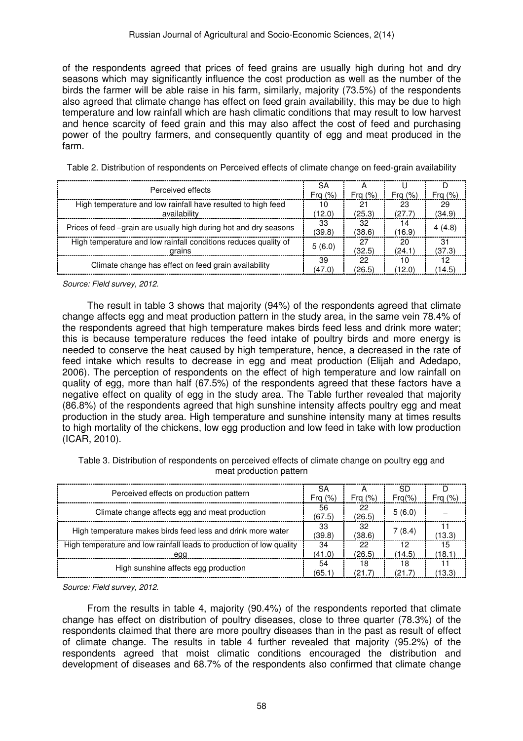of the respondents agreed that prices of feed grains are usually high during hot and dry seasons which may significantly influence the cost production as well as the number of the birds the farmer will be able raise in his farm, similarly, majority (73.5%) of the respondents also agreed that climate change has effect on feed grain availability, this may be due to high temperature and low rainfall which are hash climatic conditions that may result to low harvest and hence scarcity of feed grain and this may also affect the cost of feed and purchasing power of the poultry farmers, and consequently quantity of egg and meat produced in the farm.

Table 2. Distribution of respondents on Perceived effects of climate change on feed-grain availability

| Perceived effects | SA Frq (%) | A Frq (%) | U Frq (%) | D Frq (%) |
|---|---|---|---|---|
| High temperature and low rainfall have resulted to high feed availability | 10 (12.0) | 21 (25.3) | 23 (27.7) | 29 (34.9) |
| Prices of feed –grain are usually high during hot and dry seasons | 33 (39.8) | 32 (38.6) | 14 (16.9) | 4 (4.8) |
| High temperature and low rainfall conditions reduces quality of grains | 5 (6.0) | 27 (32.5) | 20 (24.1) | 31 (37.3) |
| Climate change has effect on feed grain availability | 39 (47.0) | 22 (26.5) | 10 (12.0) | 12 (14.5) |

*Source: Field survey, 2012.*

The result in table 3 shows that majority (94%) of the respondents agreed that climate change affects egg and meat production pattern in the study area, in the same vein 78.4% of the respondents agreed that high temperature makes birds feed less and drink more water; this is because temperature reduces the feed intake of poultry birds and more energy is needed to conserve the heat caused by high temperature, hence, a decreased in the rate of feed intake which results to decrease in egg and meat production (Elijah and Adedapo, 2006). The perception of respondents on the effect of high temperature and low rainfall on quality of egg, more than half (67.5%) of the respondents agreed that these factors have a negative effect on quality of egg in the study area. The Table further revealed that majority (86.8%) of the respondents agreed that high sunshine intensity affects poultry egg and meat production in the study area. High temperature and sunshine intensity many at times results to high mortality of the chickens, low egg production and low feed in take with low production (ICAR, 2010).

Table 3. Distribution of respondents on perceived effects of climate change on poultry egg and meat production pattern

| Perceived effects on production pattern | SA Frq (%) | A Frq (%) | SD Frq(%) | D Frq (%) |
|---|---|---|---|---|
| Climate change affects egg and meat production | 56 (67.5) | 22 (26.5) | 5 (6.0) | – |
| High temperature makes birds feed less and drink more water | 33 (39.8) | 32 (38.6) | 7 (8.4) | 11 (13.3) |
| High temperature and low rainfall leads to production of low quality egg | 34 (41.0) | 22 (26.5) | 12 (14.5) | 15 (18.1) |
| High sunshine affects egg production | 54 (65.1) | 18 (21.7) | 18 (21.7) | 11 (13.3) |

*Source: Field survey, 2012.*

From the results in table 4, majority (90.4%) of the respondents reported that climate change has effect on distribution of poultry diseases, close to three quarter (78.3%) of the respondents claimed that there are more poultry diseases than in the past as result of effect of climate change. The results in table 4 further revealed that majority (95.2%) of the respondents agreed that moist climatic conditions encouraged the distribution and development of diseases and 68.7% of the respondents also confirmed that climate change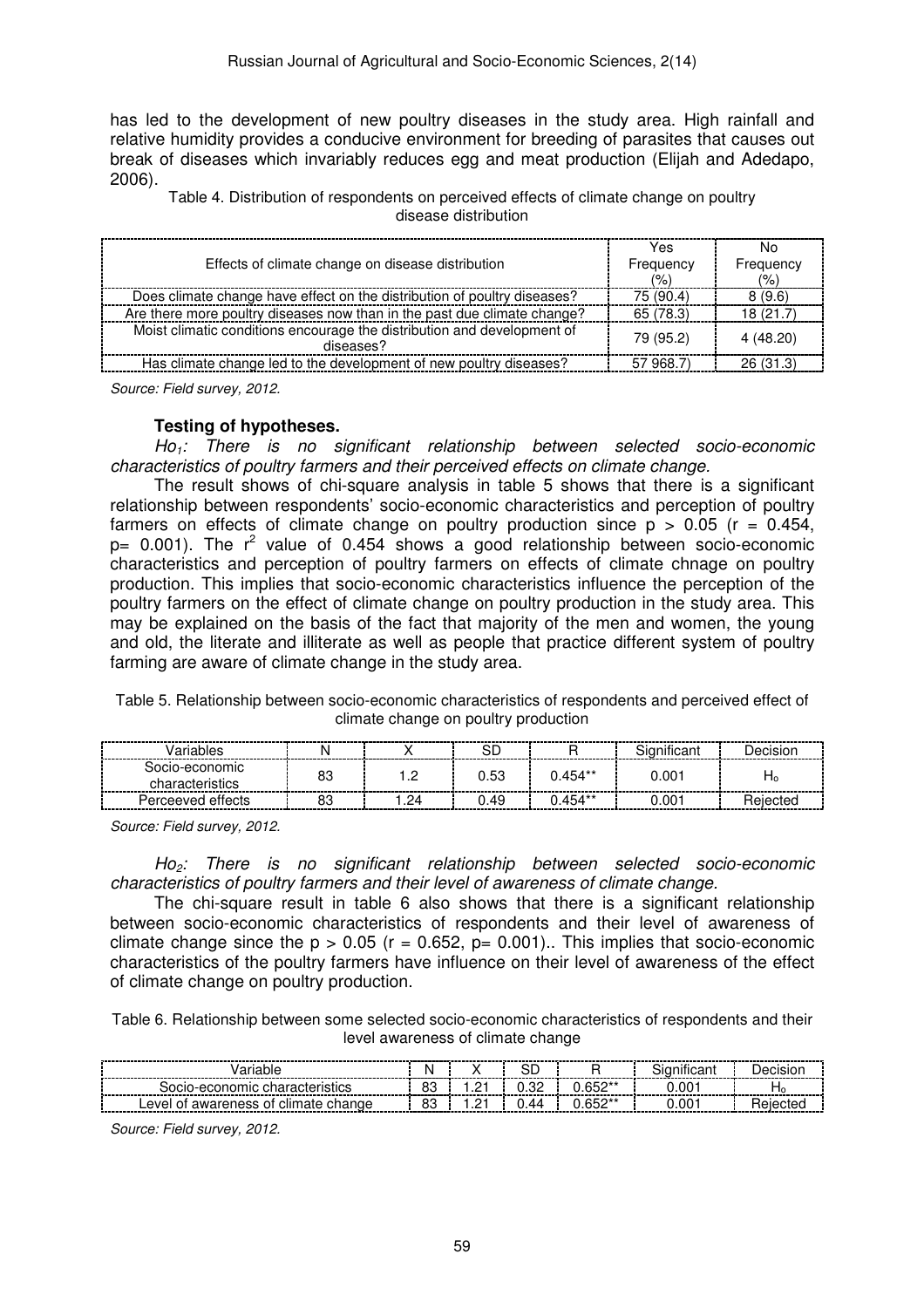has led to the development of new poultry diseases in the study area. High rainfall and relative humidity provides a conducive environment for breeding of parasites that causes out break of diseases which invariably reduces egg and meat production (Elijah and Adedapo, 2006).

Table 4. Distribution of respondents on perceived effects of climate change on poultry disease distribution

| Effects of climate change on disease distribution | Yes Frequency (%) | No Frequency (%) |
|---|---|---|
| Does climate change have effect on the distribution of poultry diseases? | 75 (90.4) | 8 (9.6) |
| Are there more poultry diseases now than in the past due climate change? | 65 (78.3) | 18 (21.7) |
| Moist climatic conditions encourage the distribution and development of diseases? | 79 (95.2) | 4 (48.20) |
| Has climate change led to the development of new poultry diseases? | 57 968.7) | 26 (31.3) |

*Source: Field survey, 2012.*

**Testing of hypotheses.**

*$Ho_1$: There is no significant relationship between selected socio-economic characteristics of poultry farmers and their perceived effects on climate change.*

The result shows of chi-square analysis in table 5 shows that there is a significant relationship between respondents' socio-economic characteristics and perception of poultry farmers on effects of climate change on poultry production since $p > 0.05$ ($r = 0.454$, $p = 0.001$). The $r^2$ value of 0.454 shows a good relationship between socio-economic characteristics and perception of poultry farmers on effects of climate chnage on poultry production. This implies that socio-economic characteristics influence the perception of the poultry farmers on the effect of climate change on poultry production in the study area. This may be explained on the basis of the fact that majority of the men and women, the young and old, the literate and illiterate as well as people that practice different system of poultry farming are aware of climate change in the study area.

Table 5. Relationship between socio-economic characteristics of respondents and perceived effect of climate change on poultry production

| Variables | N | X | SD | R | Significant | Decision |
|---|---|---|---|---|---|---|
| Socio-economic characteristics | 83 | 1.2 | 0.53 | 0.454** | 0.001 | $H_o$ |
| Perceeved effects | 83 | 1.24 | 0.49 | 0.454** | 0.001 | Rejected |

*Source: Field survey, 2012.*

*$Ho_2$: There is no significant relationship between selected socio-economic characteristics of poultry farmers and their level of awareness of climate change.*

The chi-square result in table 6 also shows that there is a significant relationship between socio-economic characteristics of respondents and their level of awareness of climate change since the $p > 0.05$ ($r = 0.652$, $p = 0.001$).. This implies that socio-economic characteristics of the poultry farmers have influence on their level of awareness of the effect of climate change on poultry production.

Table 6. Relationship between some selected socio-economic characteristics of respondents and their level awareness of climate change

| Variable | N | X | SD | R | Significant | Decision |
|---|---|---|---|---|---|---|
| Socio-economic characteristics | 83 | 1.21 | 0.32 | 0.652** | 0.001 | $H_o$ |
| Level of awareness of climate change | 83 | 1.21 | 0.44 | 0.652** | 0.001 | Rejected |

*Source: Field survey, 2012.*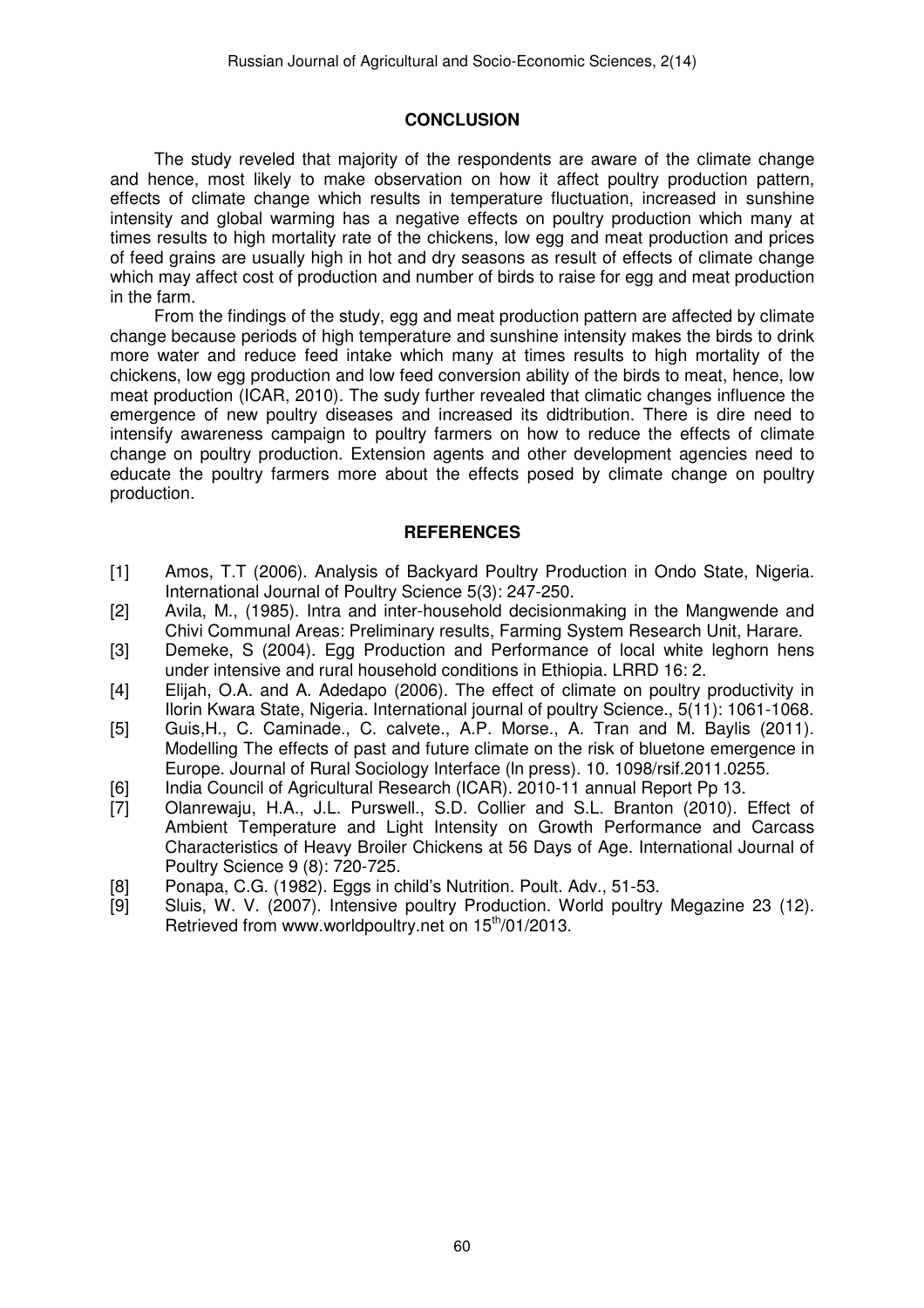## CONCLUSION

The study reveled that majority of the respondents are aware of the climate change and hence, most likely to make observation on how it affect poultry production pattern, effects of climate change which results in temperature fluctuation, increased in sunshine intensity and global warming has a negative effects on poultry production which many at times results to high mortality rate of the chickens, low egg and meat production and prices of feed grains are usually high in hot and dry seasons as result of effects of climate change which may affect cost of production and number of birds to raise for egg and meat production in the farm.

From the findings of the study, egg and meat production pattern are affected by climate change because periods of high temperature and sunshine intensity makes the birds to drink more water and reduce feed intake which many at times results to high mortality of the chickens, low egg production and low feed conversion ability of the birds to meat, hence, low meat production (ICAR, 2010). The sudy further revealed that climatic changes influence the emergence of new poultry diseases and increased its didtribution. There is dire need to intensify awareness campaign to poultry farmers on how to reduce the effects of climate change on poultry production. Extension agents and other development agencies need to educate the poultry farmers more about the effects posed by climate change on poultry production.

## REFERENCES

[1] Amos, T.T (2006). Analysis of Backyard Poultry Production in Ondo State, Nigeria. International Journal of Poultry Science 5(3): 247-250.

[2] Avila, M., (1985). Intra and inter-household decisionmaking in the Mangwende and Chivi Communal Areas: Preliminary results, Farming System Research Unit, Harare.

[3] Demeke, S (2004). Egg Production and Performance of local white leghorn hens under intensive and rural household conditions in Ethiopia. LRRD 16: 2.

[4] Elijah, O.A. and A. Adedapo (2006). The effect of climate on poultry productivity in Ilorin Kwara State, Nigeria. International journal of poultry Science., 5(11): 1061-1068.

[5] Guis,H., C. Caminade., C. calvete., A.P. Morse., A. Tran and M. Baylis (2011). Modelling The effects of past and future climate on the risk of bluetone emergence in Europe. Journal of Rural Sociology Interface (In press). 10. 1098/rsif.2011.0255.

[6] India Council of Agricultural Research (ICAR). 2010-11 annual Report Pp 13.

[7] Olanrewaju, H.A., J.L. Purswell., S.D. Collier and S.L. Branton (2010). Effect of Ambient Temperature and Light Intensity on Growth Performance and Carcass Characteristics of Heavy Broiler Chickens at 56 Days of Age. International Journal of Poultry Science 9 (8): 720-725.

[8] Ponapa, C.G. (1982). Eggs in child's Nutrition. Poult. Adv., 51-53.

[9] Sluis, W. V. (2007). Intensive poultry Production. World poultry Megazine 23 (12). Retrieved from www.worldpoultry.net on 15th/01/2013.